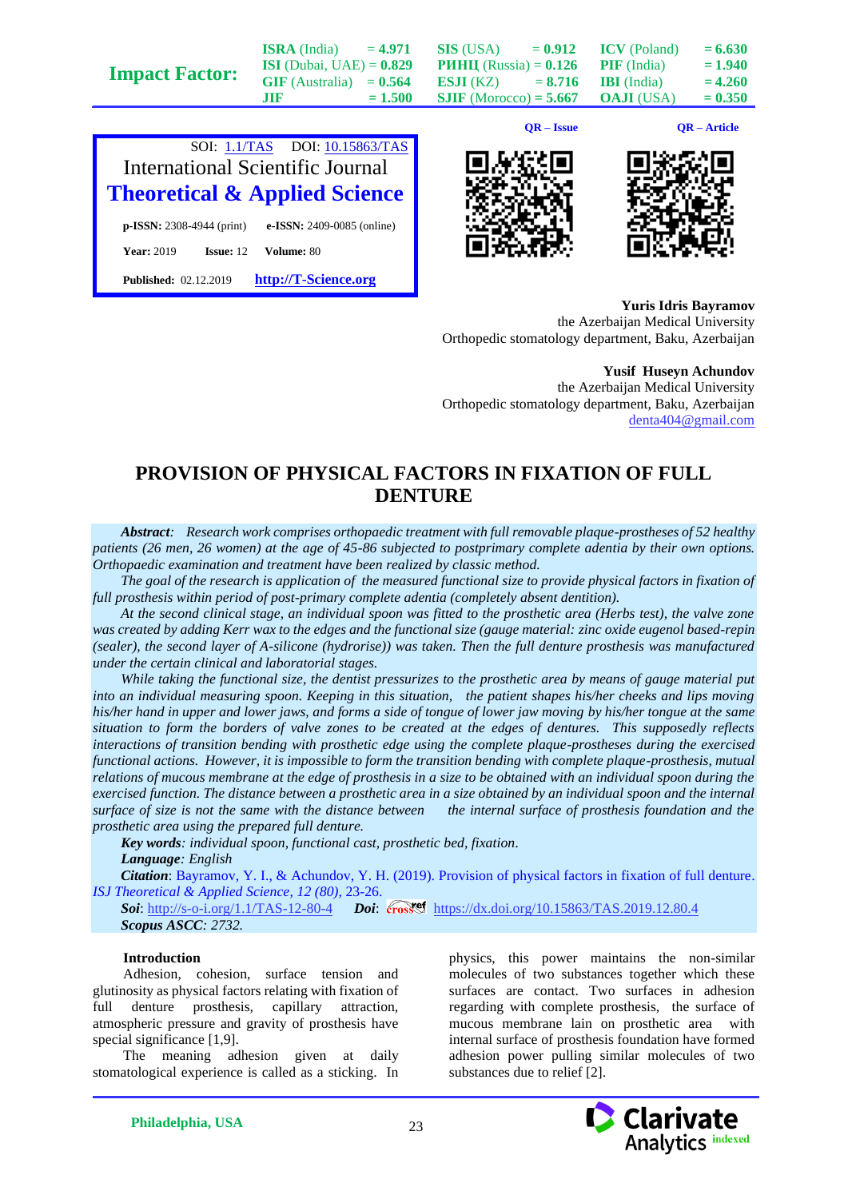SOI: 1.1/TAS DOI: 10.15863/TAS

International Scientific Journal

**Theoretical & Applied Science**

**p-ISSN:** 2308-4944 (print) **e-ISSN:** 2409-0085 (online)

**Year:** 2019 **Issue:** 12 **Volume:** 80

**Published:** 02.12.2019 **http://T-Science.org**

**Yuris Idris Bayramov**
the Azerbaijan Medical University
Orthopedic stomatology department, Baku, Azerbaijan

**Yusif Huseyn Achundov**
the Azerbaijan Medical University
Orthopedic stomatology department, Baku, Azerbaijan
denta404@gmail.com

# PROVISION OF PHYSICAL FACTORS IN FIXATION OF FULL DENTURE

***Abstract:*** *Research work comprises orthopaedic treatment with full removable plaque-prostheses of 52 healthy patients (26 men, 26 women) at the age of 45-86 subjected to postprimary complete adentia by their own options. Orthopaedic examination and treatment have been realized by classic method.*

*The goal of the research is application of the measured functional size to provide physical factors in fixation of full prosthesis within period of post-primary complete adentia (completely absent dentition).*

*At the second clinical stage, an individual spoon was fitted to the prosthetic area (Herbs test), the valve zone was created by adding Kerr wax to the edges and the functional size (gauge material: zinc oxide eugenol based-repin (sealer), the second layer of A-silicone (hydrorise)) was taken. Then the full denture prosthesis was manufactured under the certain clinical and laboratorial stages.*

*While taking the functional size, the dentist pressurizes to the prosthetic area by means of gauge material put into an individual measuring spoon. Keeping in this situation, the patient shapes his/her cheeks and lips moving his/her hand in upper and lower jaws, and forms a side of tongue of lower jaw moving by his/her tongue at the same situation to form the borders of valve zones to be created at the edges of dentures. This supposedly reflects interactions of transition bending with prosthetic edge using the complete plaque-prostheses during the exercised functional actions. However, it is impossible to form the transition bending with complete plaque-prosthesis, mutual relations of mucous membrane at the edge of prosthesis in a size to be obtained with an individual spoon during the exercised function. The distance between a prosthetic area in a size obtained by an individual spoon and the internal surface of size is not the same with the distance between the internal surface of prosthesis foundation and the prosthetic area using the prepared full denture.*

***Key words****: individual spoon, functional cast, prosthetic bed, fixation.*

***Language****: English*

***Citation***: Bayramov, Y. I., & Achundov, Y. H. (2019). Provision of physical factors in fixation of full denture. *ISJ Theoretical & Applied Science, 12 (80),* 23-26.

***Soi***: http://s-o-i.org/1.1/TAS-12-80-4 ***Doi***: https://dx.doi.org/10.15863/TAS.2019.12.80.4

***Scopus ASCC****: 2732.*

## Introduction

Adhesion, cohesion, surface tension and glutinosity as physical factors relating with fixation of full denture prosthesis, capillary attraction, atmospheric pressure and gravity of prosthesis have special significance [1,9].

The meaning adhesion given at daily stomatological experience is called as a sticking. In physics, this power maintains the non-similar molecules of two substances together which these surfaces are contact. Two surfaces in adhesion regarding with complete prosthesis, the surface of mucous membrane lain on prosthetic area with internal surface of prosthesis foundation have formed adhesion power pulling similar molecules of two substances due to relief [2].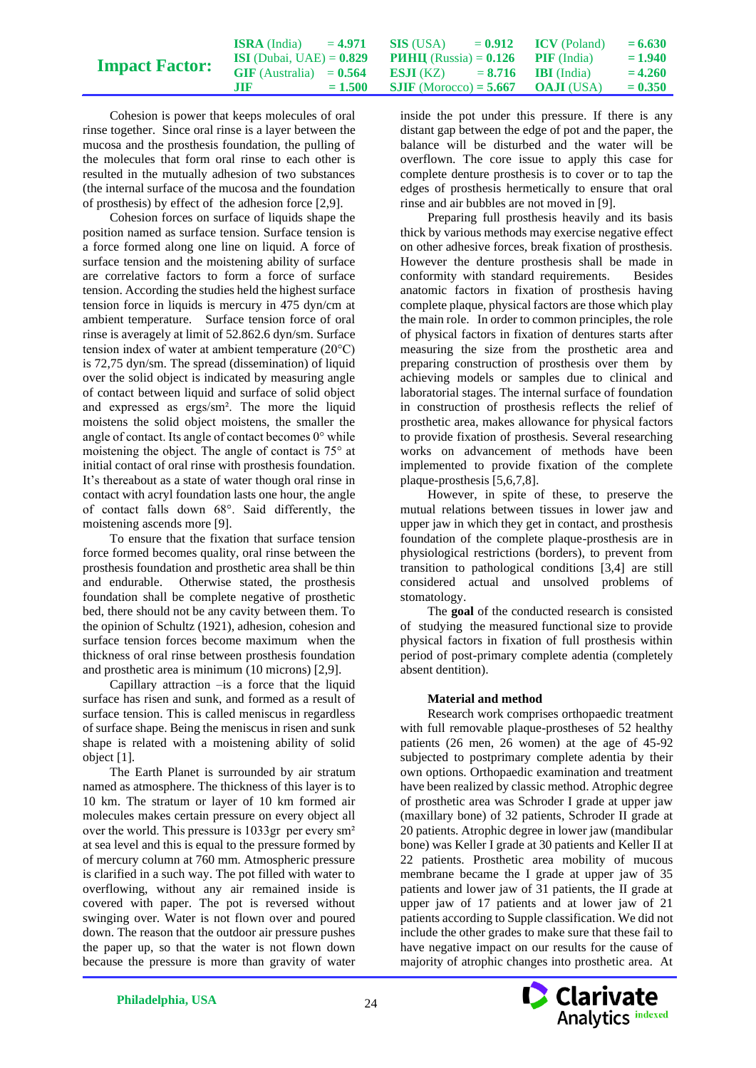Cohesion is power that keeps molecules of oral rinse together. Since oral rinse is a layer between the mucosa and the prosthesis foundation, the pulling of the molecules that form oral rinse to each other is resulted in the mutually adhesion of two substances (the internal surface of the mucosa and the foundation of prosthesis) by effect of the adhesion force [2,9].

Cohesion forces on surface of liquids shape the position named as surface tension. Surface tension is a force formed along one line on liquid. A force of surface tension and the moistening ability of surface are correlative factors to form a force of surface tension. According the studies held the highest surface tension force in liquids is mercury in 475 dyn/cm at ambient temperature. Surface tension force of oral rinse is averagely at limit of 52.862.6 dyn/sm. Surface tension index of water at ambient temperature (20°C) is 72,75 dyn/sm. The spread (dissemination) of liquid over the solid object is indicated by measuring angle of contact between liquid and surface of solid object and expressed as ergs/sm². The more the liquid moistens the solid object moistens, the smaller the angle of contact. Its angle of contact becomes 0° while moistening the object. The angle of contact is 75° at initial contact of oral rinse with prosthesis foundation. It's thereabout as a state of water though oral rinse in contact with acryl foundation lasts one hour, the angle of contact falls down 68°. Said differently, the moistening ascends more [9].

To ensure that the fixation that surface tension force formed becomes quality, oral rinse between the prosthesis foundation and prosthetic area shall be thin and endurable. Otherwise stated, the prosthesis foundation shall be complete negative of prosthetic bed, there should not be any cavity between them. To the opinion of Schultz (1921), adhesion, cohesion and surface tension forces become maximum when the thickness of oral rinse between prosthesis foundation and prosthetic area is minimum (10 microns) [2,9].

Capillary attraction –is a force that the liquid surface has risen and sunk, and formed as a result of surface tension. This is called meniscus in regardless of surface shape. Being the meniscus in risen and sunk shape is related with a moistening ability of solid object [1].

The Earth Planet is surrounded by air stratum named as atmosphere. The thickness of this layer is to 10 km. The stratum or layer of 10 km formed air molecules makes certain pressure on every object all over the world. This pressure is 1033gr per every sm² at sea level and this is equal to the pressure formed by of mercury column at 760 mm. Atmospheric pressure is clarified in a such way. The pot filled with water to overflowing, without any air remained inside is covered with paper. The pot is reversed without swinging over. Water is not flown over and poured down. The reason that the outdoor air pressure pushes the paper up, so that the water is not flown down because the pressure is more than gravity of water inside the pot under this pressure. If there is any distant gap between the edge of pot and the paper, the balance will be disturbed and the water will be overflown. The core issue to apply this case for complete denture prosthesis is to cover or to tap the edges of prosthesis hermetically to ensure that oral rinse and air bubbles are not moved in [9].

Preparing full prosthesis heavily and its basis thick by various methods may exercise negative effect on other adhesive forces, break fixation of prosthesis. However the denture prosthesis shall be made in conformity with standard requirements. Besides anatomic factors in fixation of prosthesis having complete plaque, physical factors are those which play the main role. In order to common principles, the role of physical factors in fixation of dentures starts after measuring the size from the prosthetic area and preparing construction of prosthesis over them by achieving models or samples due to clinical and laboratorial stages. The internal surface of foundation in construction of prosthesis reflects the relief of prosthetic area, makes allowance for physical factors to provide fixation of prosthesis. Several researching works on advancement of methods have been implemented to provide fixation of the complete plaque-prosthesis [5,6,7,8].

However, in spite of these, to preserve the mutual relations between tissues in lower jaw and upper jaw in which they get in contact, and prosthesis foundation of the complete plaque-prosthesis are in physiological restrictions (borders), to prevent from transition to pathological conditions [3,4] are still considered actual and unsolved problems of stomatology.

The **goal** of the conducted research is consisted of studying the measured functional size to provide physical factors in fixation of full prosthesis within period of post-primary complete adentia (completely absent dentition).

### Material and method

Research work comprises orthopaedic treatment with full removable plaque-prostheses of 52 healthy patients (26 men, 26 women) at the age of 45-92 subjected to postprimary complete adentia by their own options. Orthopaedic examination and treatment have been realized by classic method. Atrophic degree of prosthetic area was Schroder I grade at upper jaw (maxillary bone) of 32 patients, Schroder II grade at 20 patients. Atrophic degree in lower jaw (mandibular bone) was Keller I grade at 30 patients and Keller II at 22 patients. Prosthetic area mobility of mucous membrane became the I grade at upper jaw of 35 patients and lower jaw of 31 patients, the II grade at upper jaw of 17 patients and at lower jaw of 21 patients according to Supple classification. We did not include the other grades to make sure that these fail to have negative impact on our results for the cause of majority of atrophic changes into prosthetic area. At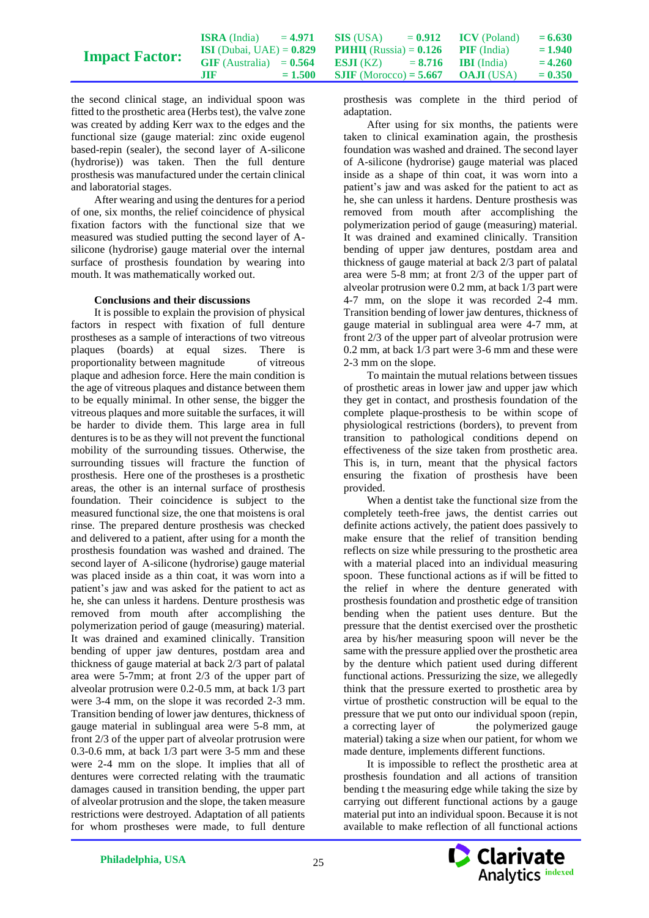the second clinical stage, an individual spoon was fitted to the prosthetic area (Herbs test), the valve zone was created by adding Kerr wax to the edges and the functional size (gauge material: zinc oxide eugenol based-repin (sealer), the second layer of A-silicone (hydrorise)) was taken. Then the full denture prosthesis was manufactured under the certain clinical and laboratorial stages.

After wearing and using the dentures for a period of one, six months, the relief coincidence of physical fixation factors with the functional size that we measured was studied putting the second layer of A-silicone (hydrorise) gauge material over the internal surface of prosthesis foundation by wearing into mouth. It was mathematically worked out.

### Conclusions and their discussions

It is possible to explain the provision of physical factors in respect with fixation of full denture prostheses as a sample of interactions of two vitreous plaques (boards) at equal sizes. There is proportionality between magnitude of vitreous plaque and adhesion force. Here the main condition is the age of vitreous plaques and distance between them to be equally minimal. In other sense, the bigger the vitreous plaques and more suitable the surfaces, it will be harder to divide them. This large area in full dentures is to be as they will not prevent the functional mobility of the surrounding tissues. Otherwise, the surrounding tissues will fracture the function of prosthesis. Here one of the prostheses is a prosthetic areas, the other is an internal surface of prosthesis foundation. Their coincidence is subject to the measured functional size, the one that moistens is oral rinse. The prepared denture prosthesis was checked and delivered to a patient, after using for a month the prosthesis foundation was washed and drained. The second layer of A-silicone (hydrorise) gauge material was placed inside as a thin coat, it was worn into a patient's jaw and was asked for the patient to act as he, she can unless it hardens. Denture prosthesis was removed from mouth after accomplishing the polymerization period of gauge (measuring) material. It was drained and examined clinically. Transition bending of upper jaw dentures, postdam area and thickness of gauge material at back 2/3 part of palatal area were 5-7mm; at front 2/3 of the upper part of alveolar protrusion were 0.2-0.5 mm, at back 1/3 part were 3-4 mm, on the slope it was recorded 2-3 mm. Transition bending of lower jaw dentures, thickness of gauge material in sublingual area were 5-8 mm, at front 2/3 of the upper part of alveolar protrusion were 0.3-0.6 mm, at back 1/3 part were 3-5 mm and these were 2-4 mm on the slope. It implies that all of dentures were corrected relating with the traumatic damages caused in transition bending, the upper part of alveolar protrusion and the slope, the taken measure restrictions were destroyed. Adaptation of all patients for whom prostheses were made, to full denture prosthesis was complete in the third period of adaptation.

After using for six months, the patients were taken to clinical examination again, the prosthesis foundation was washed and drained. The second layer of A-silicone (hydrorise) gauge material was placed inside as a shape of thin coat, it was worn into a patient's jaw and was asked for the patient to act as he, she can unless it hardens. Denture prosthesis was removed from mouth after accomplishing the polymerization period of gauge (measuring) material. It was drained and examined clinically. Transition bending of upper jaw dentures, postdam area and thickness of gauge material at back 2/3 part of palatal area were 5-8 mm; at front 2/3 of the upper part of alveolar protrusion were 0.2 mm, at back 1/3 part were 4-7 mm, on the slope it was recorded 2-4 mm. Transition bending of lower jaw dentures, thickness of gauge material in sublingual area were 4-7 mm, at front 2/3 of the upper part of alveolar protrusion were 0.2 mm, at back 1/3 part were 3-6 mm and these were 2-3 mm on the slope.

To maintain the mutual relations between tissues of prosthetic areas in lower jaw and upper jaw which they get in contact, and prosthesis foundation of the complete plaque-prosthesis to be within scope of physiological restrictions (borders), to prevent from transition to pathological conditions depend on effectiveness of the size taken from prosthetic area. This is, in turn, meant that the physical factors ensuring the fixation of prosthesis have been provided.

When a dentist take the functional size from the completely teeth-free jaws, the dentist carries out definite actions actively, the patient does passively to make ensure that the relief of transition bending reflects on size while pressuring to the prosthetic area with a material placed into an individual measuring spoon. These functional actions as if will be fitted to the relief in where the denture generated with prosthesis foundation and prosthetic edge of transition bending when the patient uses denture. But the pressure that the dentist exercised over the prosthetic area by his/her measuring spoon will never be the same with the pressure applied over the prosthetic area by the denture which patient used during different functional actions. Pressurizing the size, we allegedly think that the pressure exerted to prosthetic area by virtue of prosthetic construction will be equal to the pressure that we put onto our individual spoon (repin, a correcting layer of the polymerized gauge material) taking a size when our patient, for whom we made denture, implements different functions.

It is impossible to reflect the prosthetic area at prosthesis foundation and all actions of transition bending t the measuring edge while taking the size by carrying out different functional actions by a gauge material put into an individual spoon. Because it is not available to make reflection of all functional actions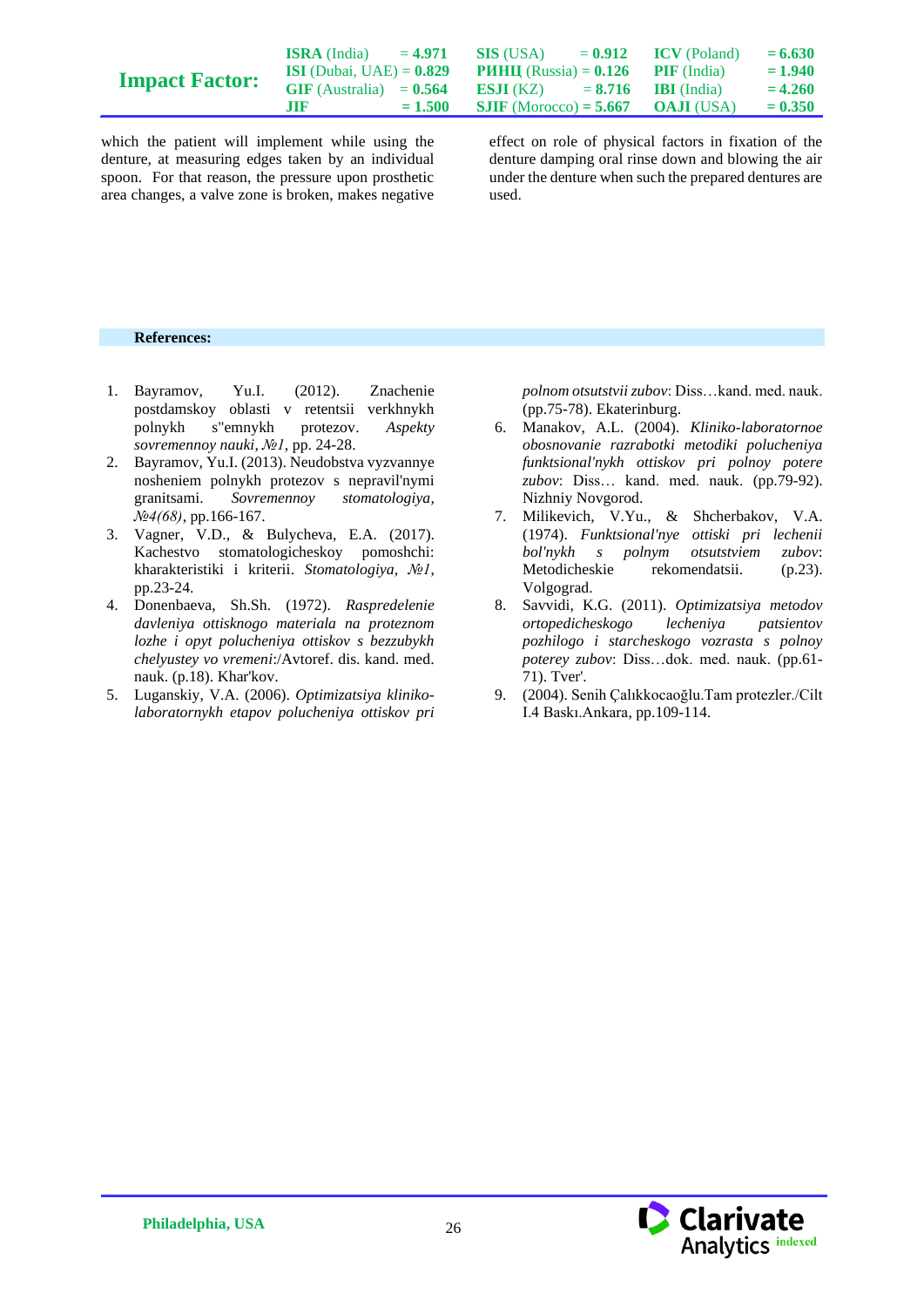which the patient will implement while using the denture, at measuring edges taken by an individual spoon. For that reason, the pressure upon prosthetic area changes, a valve zone is broken, makes negative effect on role of physical factors in fixation of the denture damping oral rinse down and blowing the air under the denture when such the prepared dentures are used.

**References:**

1. Bayramov, Yu.I. (2012). Znachenie postdamskoy oblasti v retentsii verkhnykh polnykh s"emnykh protezov. *Aspekty sovremennoy nauki, №1*, pp. 24-28.
2. Bayramov, Yu.I. (2013). Neudobstva vyzvannye nosheniem polnykh protezov s nepravil'nymi granitsami. *Sovremennoy stomatologiya, №4(68)*, pp.166-167.
3. Vagner, V.D., & Bulycheva, E.A. (2017). Kachestvo stomatologicheskoy pomoshchi: kharakteristiki i kriterii. *Stomatologiya, №1*, pp.23-24.
4. Donenbaeva, Sh.Sh. (1972). *Raspredelenie davleniya ottisknogo materiala na proteznom lozhe i opyt polucheniya ottiskov s bezzubykh chelyustey vo vremeni*:/Avtoref. dis. kand. med. nauk. (p.18). Khar'kov.
5. Luganskiy, V.A. (2006). *Optimizatsiya kliniko-laboratornykh etapov polucheniya ottiskov pri polnom otsutstvii zubov*: Diss…kand. med. nauk. (pp.75-78). Ekaterinburg.
6. Manakov, A.L. (2004). *Kliniko-laboratornoe obosnovanie razrabotki metodiki polucheniya funktsional'nykh ottiskov pri polnoy potere zubov*: Diss… kand. med. nauk. (pp.79-92). Nizhniy Novgorod.
7. Milikevich, V.Yu., & Shcherbakov, V.A. (1974). *Funktsional'nye ottiski pri lechenii bol'nykh s polnym otsutstviem zubov*: Metodicheskie rekomendatsii. (p.23). Volgograd.
8. Savvidi, K.G. (2011). *Optimizatsiya metodov ortopedicheskogo lecheniya patsientov pozhilogo i starcheskogo vozrasta s polnoy poterey zubov*: Diss…dok. med. nauk. (pp.61-71). Tver'.
9. (2004). Senih Çalıkkocaoğlu.Tam protezler./Cilt I.4 Baskı.Ankara, pp.109-114.